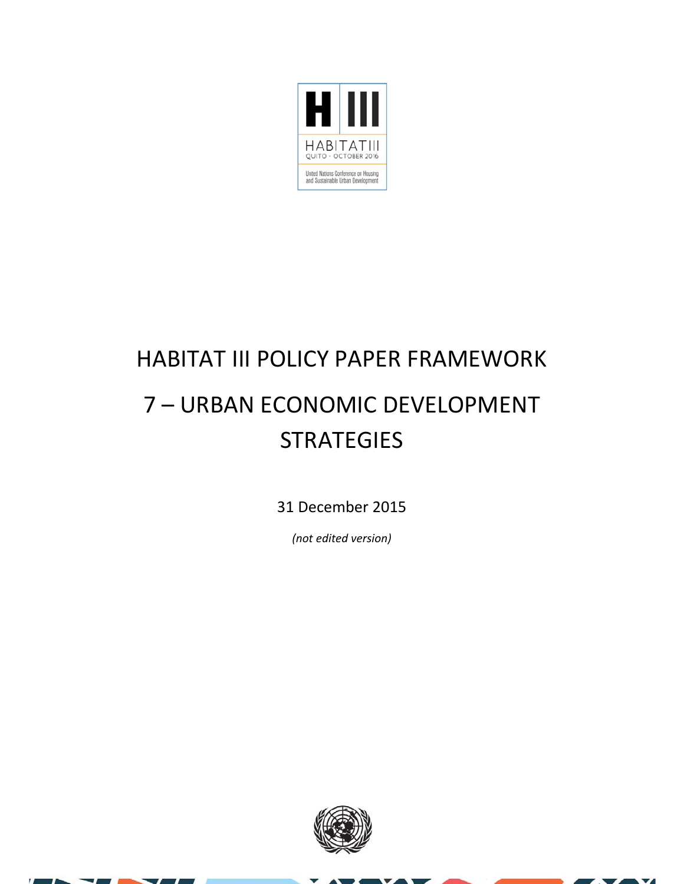HABITAT III
QUITO - OCTOBER 2016

United Nations Conference on Housing and Sustainable Urban Development

# HABITAT III POLICY PAPER FRAMEWORK

# 7 – URBAN ECONOMIC DEVELOPMENT STRATEGIES

31 December 2015

*(not edited version)*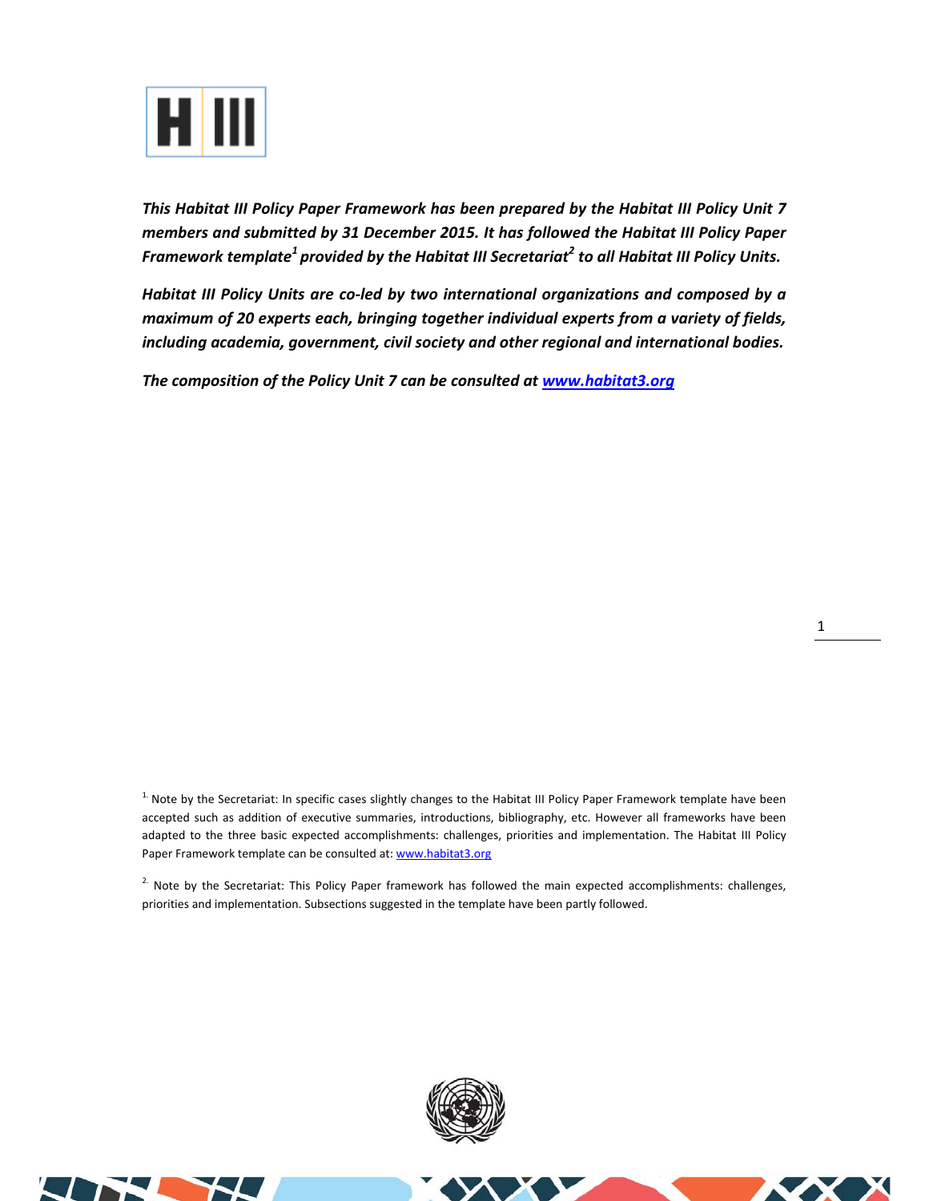***This Habitat III Policy Paper Framework has been prepared by the Habitat III Policy Unit 7 members and submitted by 31 December 2015. It has followed the Habitat III Policy Paper Framework template[1] provided by the Habitat III Secretariat[2] to all Habitat III Policy Units.***

***Habitat III Policy Units are co-led by two international organizations and composed by a maximum of 20 experts each, bringing together individual experts from a variety of fields, including academia, government, civil society and other regional and international bodies.***

***The composition of the Policy Unit 7 can be consulted at [www.habitat3.org](http://www.habitat3.org)***

[1] Note by the Secretariat: In specific cases slightly changes to the Habitat III Policy Paper Framework template have been accepted such as addition of executive summaries, introductions, bibliography, etc. However all frameworks have been adapted to the three basic expected accomplishments: challenges, priorities and implementation. The Habitat III Policy Paper Framework template can be consulted at: [www.habitat3.org](http://www.habitat3.org)

[2] Note by the Secretariat: This Policy Paper framework has followed the main expected accomplishments: challenges, priorities and implementation. Subsections suggested in the template have been partly followed.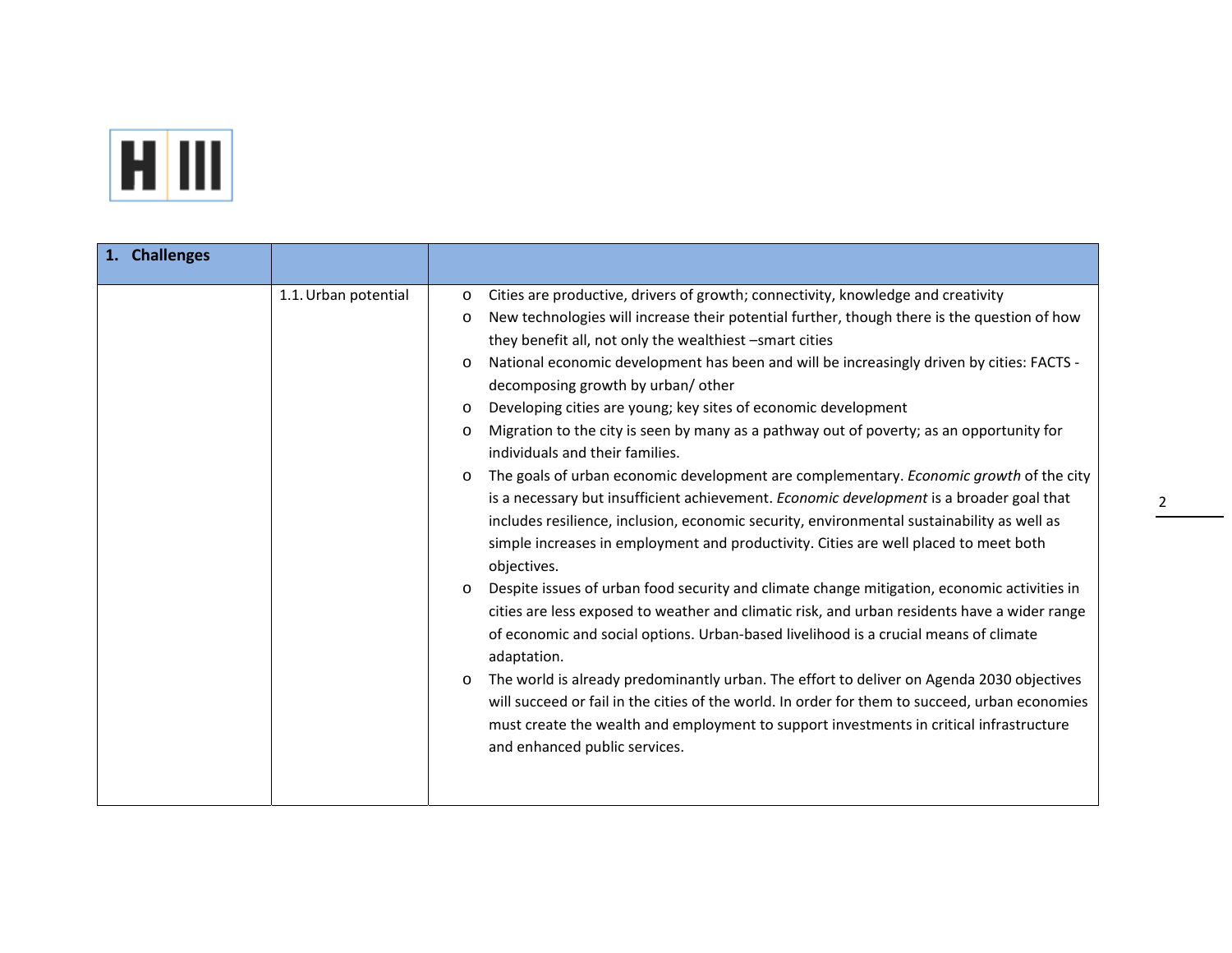| 1. **Challenges** | | |
|---|---|---|
| | 1.1. Urban potential | o Cities are productive, drivers of growth; connectivity, knowledge and creativity<br>o New technologies will increase their potential further, though there is the question of how they benefit all, not only the wealthiest –smart cities<br>o National economic development has been and will be increasingly driven by cities: FACTS - decomposing growth by urban/ other<br>o Developing cities are young; key sites of economic development<br>o Migration to the city is seen by many as a pathway out of poverty; as an opportunity for individuals and their families.<br>o The goals of urban economic development are complementary. *Economic growth* of the city is a necessary but insufficient achievement. *Economic development* is a broader goal that includes resilience, inclusion, economic security, environmental sustainability as well as simple increases in employment and productivity. Cities are well placed to meet both objectives.<br>o Despite issues of urban food security and climate change mitigation, economic activities in cities are less exposed to weather and climatic risk, and urban residents have a wider range of economic and social options. Urban-based livelihood is a crucial means of climate adaptation.<br>o The world is already predominantly urban. The effort to deliver on Agenda 2030 objectives will succeed or fail in the cities of the world. In order for them to succeed, urban economies must create the wealth and employment to support investments in critical infrastructure and enhanced public services. |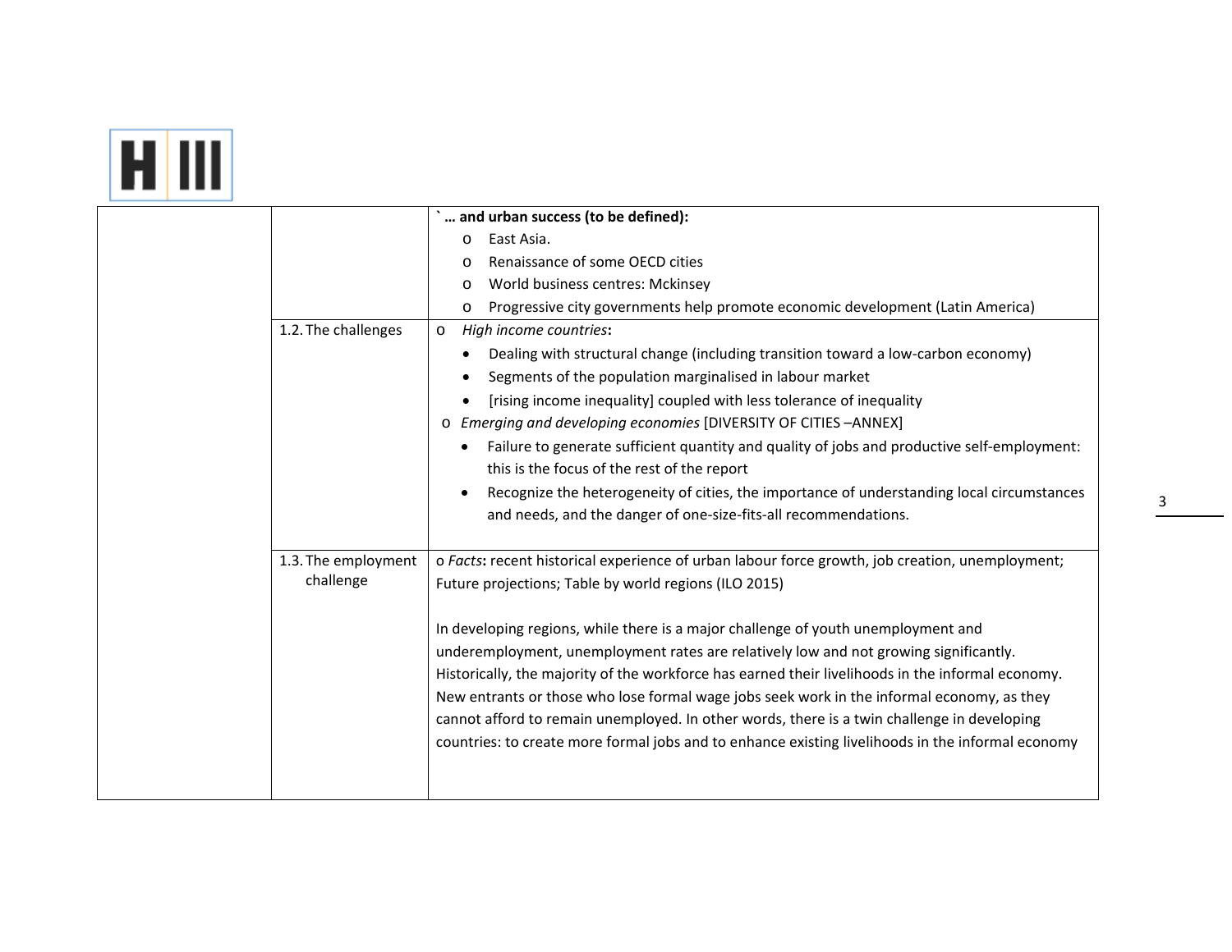| | | |
|---|---|---|
| | | **`… and urban success (to be defined):**<br>o East Asia.<br>o Renaissance of some OECD cities<br>o World business centres: Mckinsey<br>o Progressive city governments help promote economic development (Latin America) |
| | 1.2. The challenges | o *High income countries***:**<br>• Dealing with structural change (including transition toward a low-carbon economy)<br>• Segments of the population marginalised in labour market<br>• [rising income inequality] coupled with less tolerance of inequality<br>o *Emerging and developing economies* [DIVERSITY OF CITIES –ANNEX]<br>• Failure to generate sufficient quantity and quality of jobs and productive self-employment: this is the focus of the rest of the report<br>• Recognize the heterogeneity of cities, the importance of understanding local circumstances and needs, and the danger of one-size-fits-all recommendations. |
| | 1.3. The employment challenge | o *Facts***:** recent historical experience of urban labour force growth, job creation, unemployment; Future projections; Table by world regions (ILO 2015)<br><br>In developing regions, while there is a major challenge of youth unemployment and underemployment, unemployment rates are relatively low and not growing significantly. Historically, the majority of the workforce has earned their livelihoods in the informal economy. New entrants or those who lose formal wage jobs seek work in the informal economy, as they cannot afford to remain unemployed. In other words, there is a twin challenge in developing countries: to create more formal jobs and to enhance existing livelihoods in the informal economy |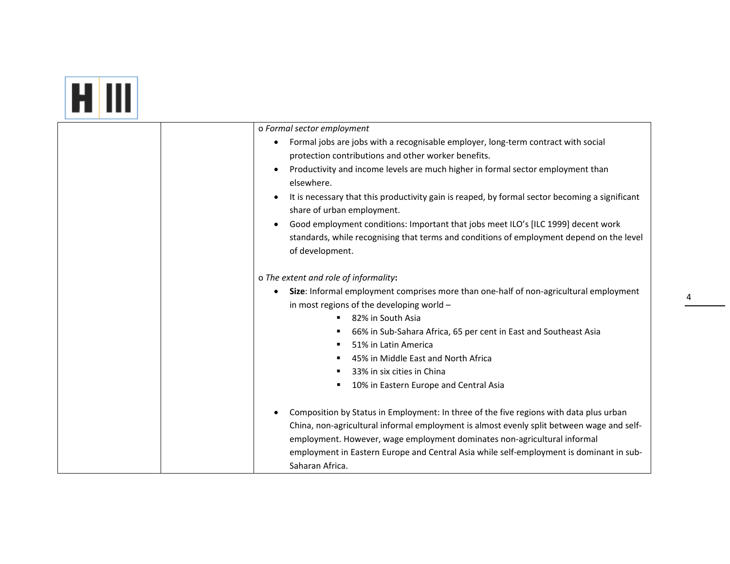| | | o *Formal sector employment*<br>• Formal jobs are jobs with a recognisable employer, long-term contract with social protection contributions and other worker benefits.<br>• Productivity and income levels are much higher in formal sector employment than elsewhere.<br>• It is necessary that this productivity gain is reaped, by formal sector becoming a significant share of urban employment.<br>• Good employment conditions: Important that jobs meet ILO's [ILC 1999] decent work standards, while recognising that terms and conditions of employment depend on the level of development.<br><br>o *The extent and role of informality***:**<br>• **Size**: Informal employment comprises more than one-half of non-agricultural employment in most regions of the developing world –<br>▪ 82% in South Asia<br>▪ 66% in Sub-Sahara Africa, 65 per cent in East and Southeast Asia<br>▪ 51% in Latin America<br>▪ 45% in Middle East and North Africa<br>▪ 33% in six cities in China<br>▪ 10% in Eastern Europe and Central Asia<br><br>• Composition by Status in Employment: In three of the five regions with data plus urban China, non-agricultural informal employment is almost evenly split between wage and self-employment. However, wage employment dominates non-agricultural informal employment in Eastern Europe and Central Asia while self-employment is dominant in sub-Saharan Africa. |
|---|---|---|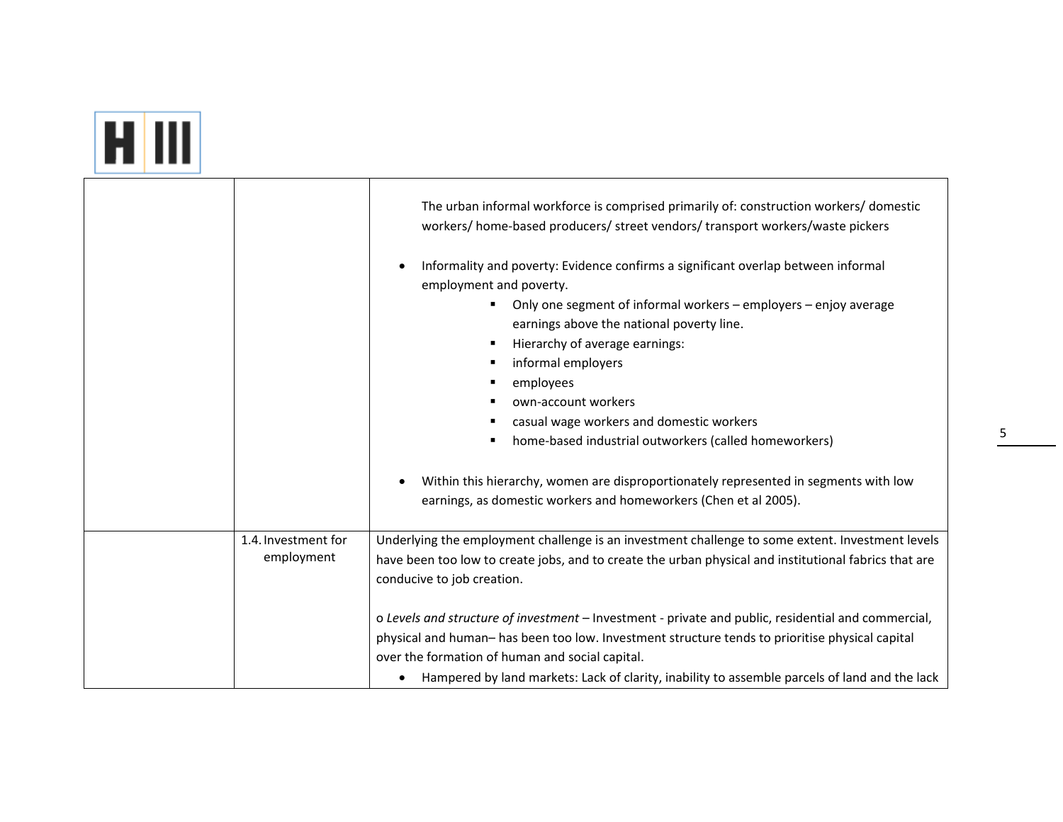| | | |
|---|---|---|
| | | The urban informal workforce is comprised primarily of: construction workers/ domestic workers/ home-based producers/ street vendors/ transport workers/waste pickers<br><br>• Informality and poverty: Evidence confirms a significant overlap between informal employment and poverty.<br>&nbsp;&nbsp;&nbsp;&nbsp;▪ Only one segment of informal workers – employers – enjoy average earnings above the national poverty line.<br>&nbsp;&nbsp;&nbsp;&nbsp;▪ Hierarchy of average earnings:<br>&nbsp;&nbsp;&nbsp;&nbsp;▪ informal employers<br>&nbsp;&nbsp;&nbsp;&nbsp;▪ employees<br>&nbsp;&nbsp;&nbsp;&nbsp;▪ own-account workers<br>&nbsp;&nbsp;&nbsp;&nbsp;▪ casual wage workers and domestic workers<br>&nbsp;&nbsp;&nbsp;&nbsp;▪ home-based industrial outworkers (called homeworkers)<br><br>• Within this hierarchy, women are disproportionately represented in segments with low earnings, as domestic workers and homeworkers (Chen et al 2005). |
| | 1.4. Investment for employment | Underlying the employment challenge is an investment challenge to some extent. Investment levels have been too low to create jobs, and to create the urban physical and institutional fabrics that are conducive to job creation.<br><br>o *Levels and structure of investment* – Investment - private and public, residential and commercial, physical and human– has been too low. Investment structure tends to prioritise physical capital over the formation of human and social capital.<br>• Hampered by land markets: Lack of clarity, inability to assemble parcels of land and the lack |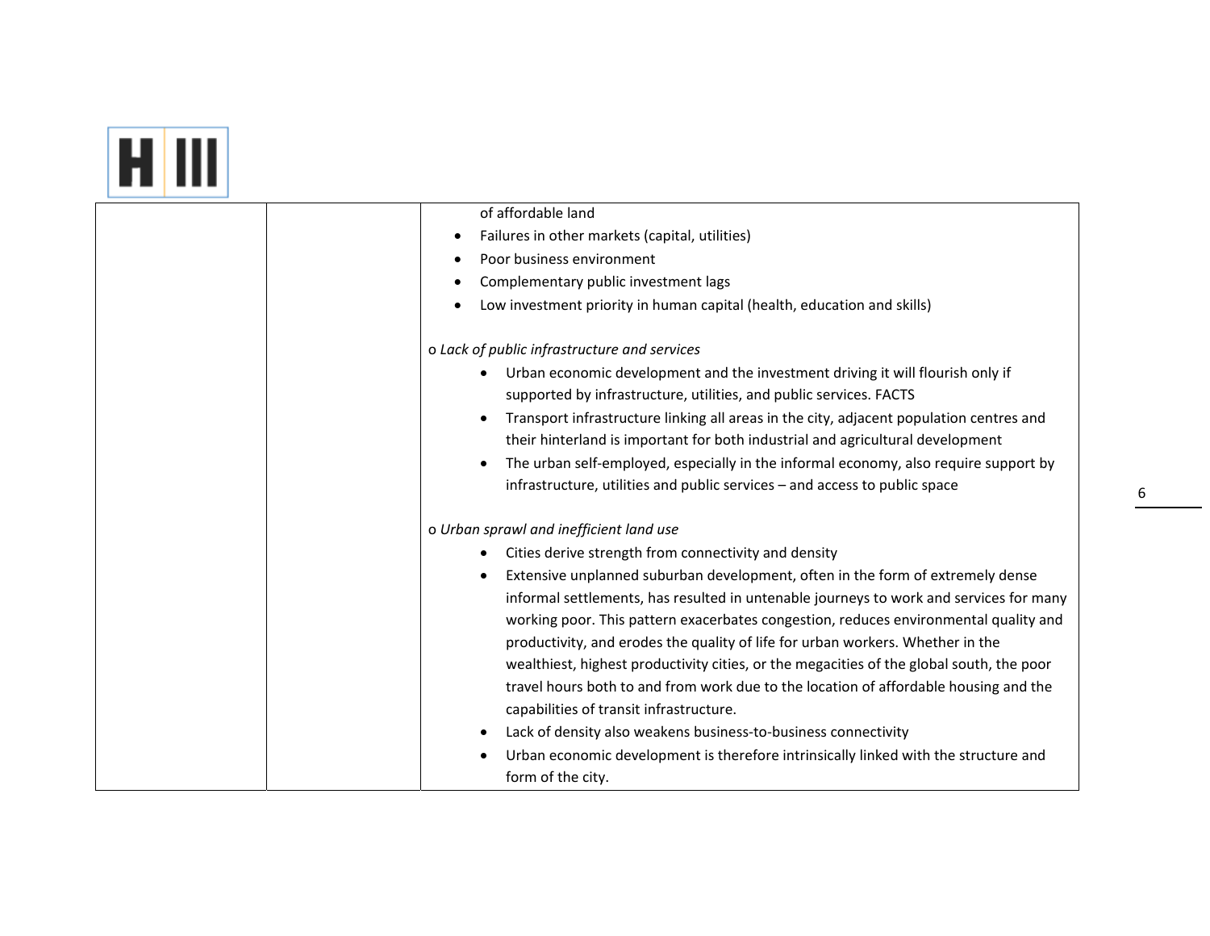| | | of affordable land<br>• Failures in other markets (capital, utilities)<br>• Poor business environment<br>• Complementary public investment lags<br>• Low investment priority in human capital (health, education and skills)<br><br>o *Lack of public infrastructure and services*<br>• Urban economic development and the investment driving it will flourish only if supported by infrastructure, utilities, and public services. FACTS<br>• Transport infrastructure linking all areas in the city, adjacent population centres and their hinterland is important for both industrial and agricultural development<br>• The urban self-employed, especially in the informal economy, also require support by infrastructure, utilities and public services – and access to public space<br><br>o *Urban sprawl and inefficient land use*<br>• Cities derive strength from connectivity and density<br>• Extensive unplanned suburban development, often in the form of extremely dense informal settlements, has resulted in untenable journeys to work and services for many working poor. This pattern exacerbates congestion, reduces environmental quality and productivity, and erodes the quality of life for urban workers. Whether in the wealthiest, highest productivity cities, or the megacities of the global south, the poor travel hours both to and from work due to the location of affordable housing and the capabilities of transit infrastructure.<br>• Lack of density also weakens business-to-business connectivity<br>• Urban economic development is therefore intrinsically linked with the structure and form of the city. |
|---|---|---|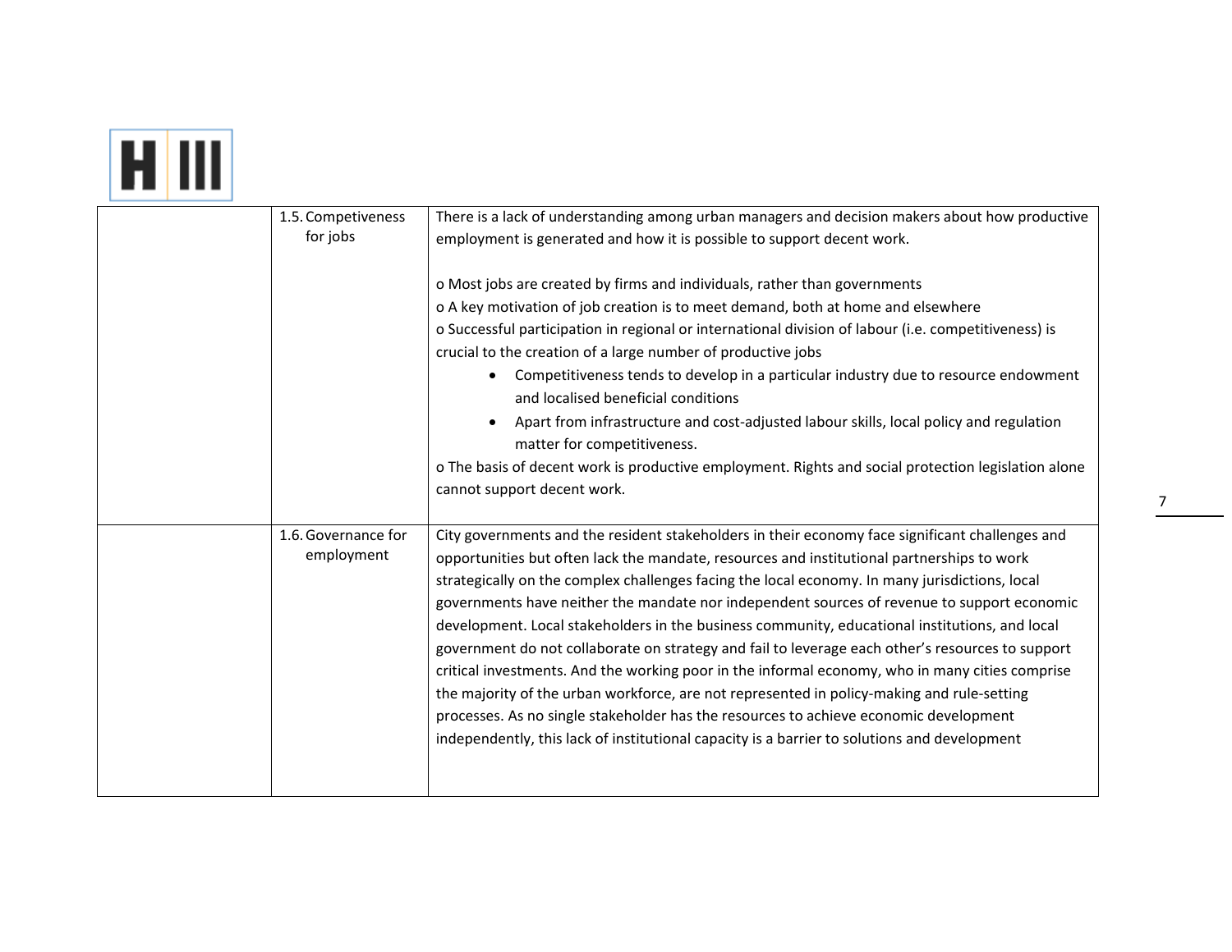| | | |
|---|---|---|
| | 1.5. Competiveness for jobs | There is a lack of understanding among urban managers and decision makers about how productive employment is generated and how it is possible to support decent work.<br><br>o Most jobs are created by firms and individuals, rather than governments<br>o A key motivation of job creation is to meet demand, both at home and elsewhere<br>o Successful participation in regional or international division of labour (i.e. competitiveness) is crucial to the creation of a large number of productive jobs<br>• Competitiveness tends to develop in a particular industry due to resource endowment and localised beneficial conditions<br>• Apart from infrastructure and cost-adjusted labour skills, local policy and regulation matter for competitiveness.<br>o The basis of decent work is productive employment. Rights and social protection legislation alone cannot support decent work. |
| | 1.6. Governance for employment | City governments and the resident stakeholders in their economy face significant challenges and opportunities but often lack the mandate, resources and institutional partnerships to work strategically on the complex challenges facing the local economy. In many jurisdictions, local governments have neither the mandate nor independent sources of revenue to support economic development. Local stakeholders in the business community, educational institutions, and local government do not collaborate on strategy and fail to leverage each other's resources to support critical investments. And the working poor in the informal economy, who in many cities comprise the majority of the urban workforce, are not represented in policy-making and rule-setting processes. As no single stakeholder has the resources to achieve economic development independently, this lack of institutional capacity is a barrier to solutions and development |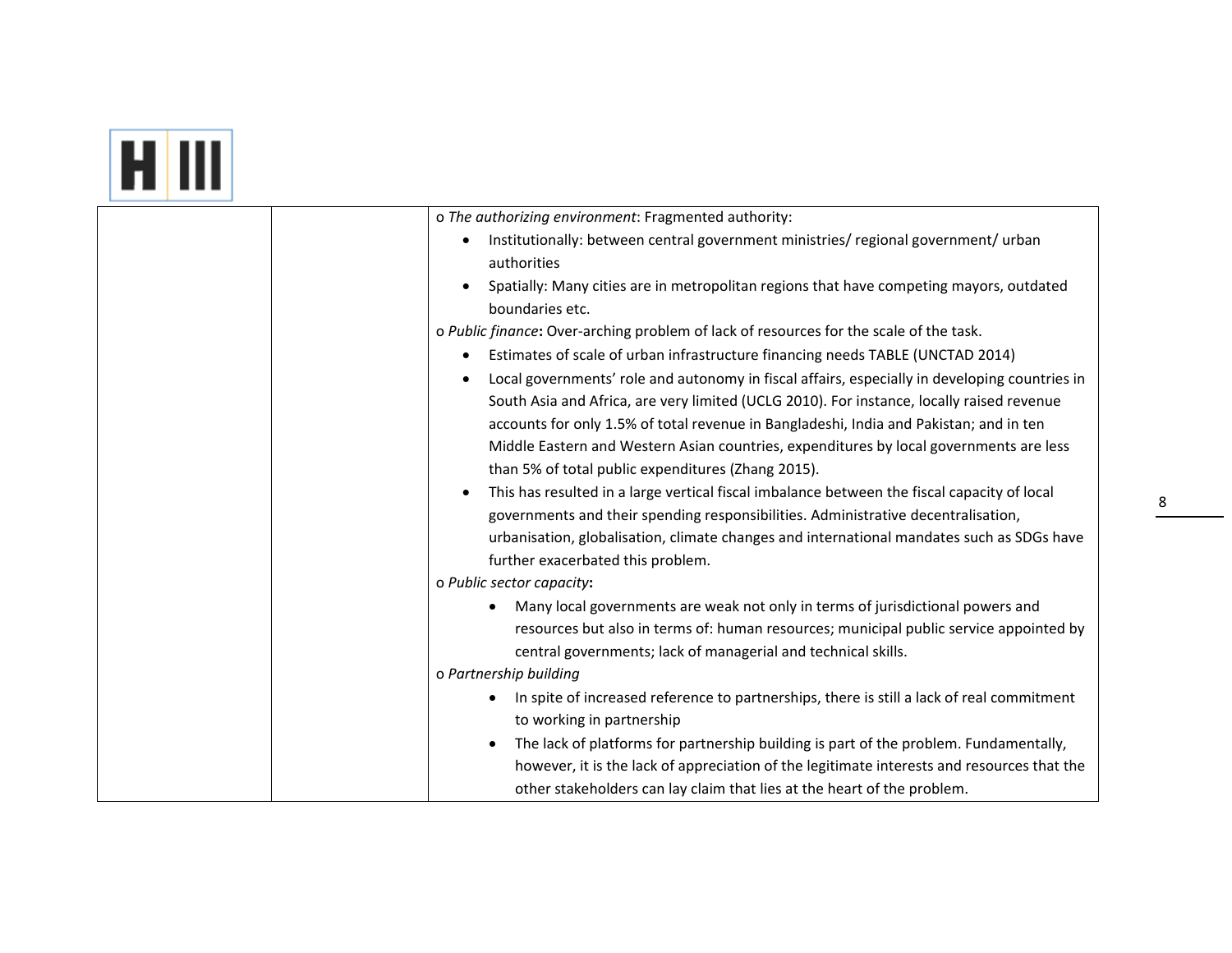| | | o *The authorizing environment*: Fragmented authority:<br>• Institutionally: between central government ministries/ regional government/ urban authorities<br>• Spatially: Many cities are in metropolitan regions that have competing mayors, outdated boundaries etc.<br>o *Public finance*: Over-arching problem of lack of resources for the scale of the task.<br>• Estimates of scale of urban infrastructure financing needs TABLE (UNCTAD 2014)<br>• Local governments' role and autonomy in fiscal affairs, especially in developing countries in South Asia and Africa, are very limited (UCLG 2010). For instance, locally raised revenue accounts for only 1.5% of total revenue in Bangladeshi, India and Pakistan; and in ten Middle Eastern and Western Asian countries, expenditures by local governments are less than 5% of total public expenditures (Zhang 2015).<br>• This has resulted in a large vertical fiscal imbalance between the fiscal capacity of local governments and their spending responsibilities. Administrative decentralisation, urbanisation, globalisation, climate changes and international mandates such as SDGs have further exacerbated this problem.<br>o *Public sector capacity*:<br>• Many local governments are weak not only in terms of jurisdictional powers and resources but also in terms of: human resources; municipal public service appointed by central governments; lack of managerial and technical skills.<br>o *Partnership building*<br>• In spite of increased reference to partnerships, there is still a lack of real commitment to working in partnership<br>• The lack of platforms for partnership building is part of the problem. Fundamentally, however, it is the lack of appreciation of the legitimate interests and resources that the other stakeholders can lay claim that lies at the heart of the problem. |
|---|---|---|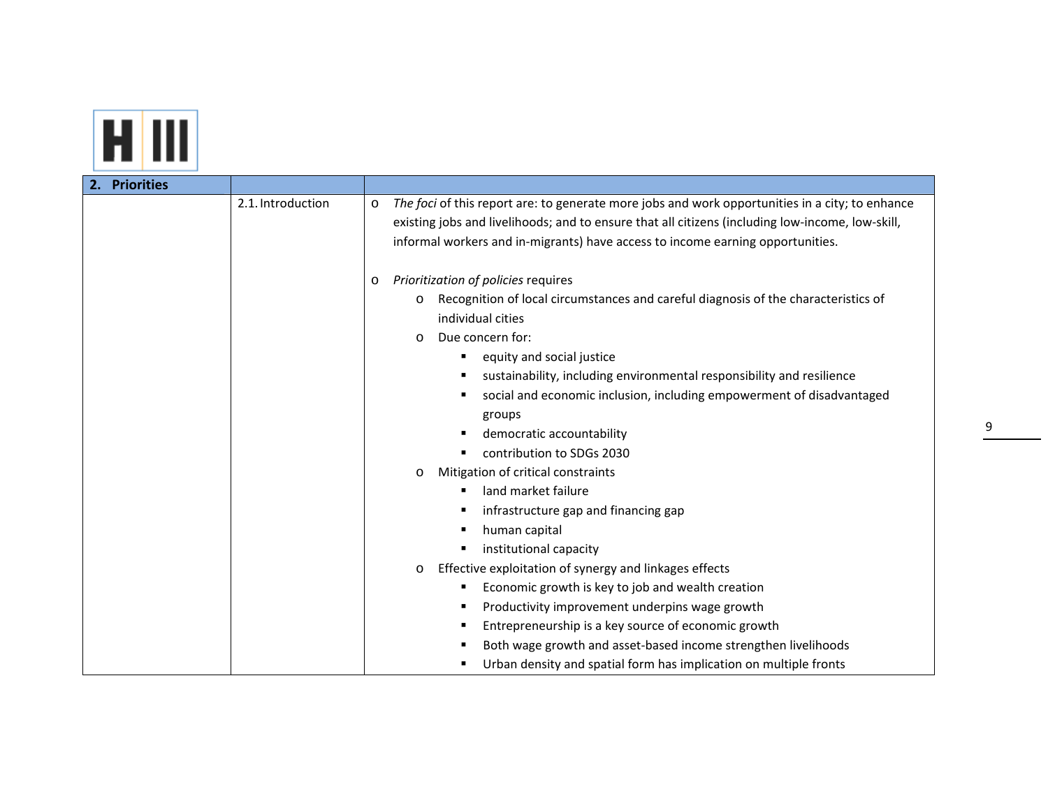| **2. Priorities** | | |
|---|---|---|
| | 2.1. Introduction | o *The foci* of this report are: to generate more jobs and work opportunities in a city; to enhance existing jobs and livelihoods; and to ensure that all citizens (including low-income, low-skill, informal workers and in-migrants) have access to income earning opportunities.<br><br>o *Prioritization of policies* requires<br>&nbsp;&nbsp;&nbsp;&nbsp;o Recognition of local circumstances and careful diagnosis of the characteristics of individual cities<br>&nbsp;&nbsp;&nbsp;&nbsp;o Due concern for:<br>&nbsp;&nbsp;&nbsp;&nbsp;&nbsp;&nbsp;&nbsp;&nbsp;▪ equity and social justice<br>&nbsp;&nbsp;&nbsp;&nbsp;&nbsp;&nbsp;&nbsp;&nbsp;▪ sustainability, including environmental responsibility and resilience<br>&nbsp;&nbsp;&nbsp;&nbsp;&nbsp;&nbsp;&nbsp;&nbsp;▪ social and economic inclusion, including empowerment of disadvantaged groups<br>&nbsp;&nbsp;&nbsp;&nbsp;&nbsp;&nbsp;&nbsp;&nbsp;▪ democratic accountability<br>&nbsp;&nbsp;&nbsp;&nbsp;&nbsp;&nbsp;&nbsp;&nbsp;▪ contribution to SDGs 2030<br>&nbsp;&nbsp;&nbsp;&nbsp;o Mitigation of critical constraints<br>&nbsp;&nbsp;&nbsp;&nbsp;&nbsp;&nbsp;&nbsp;&nbsp;▪ land market failure<br>&nbsp;&nbsp;&nbsp;&nbsp;&nbsp;&nbsp;&nbsp;&nbsp;▪ infrastructure gap and financing gap<br>&nbsp;&nbsp;&nbsp;&nbsp;&nbsp;&nbsp;&nbsp;&nbsp;▪ human capital<br>&nbsp;&nbsp;&nbsp;&nbsp;&nbsp;&nbsp;&nbsp;&nbsp;▪ institutional capacity<br>&nbsp;&nbsp;&nbsp;&nbsp;o Effective exploitation of synergy and linkages effects<br>&nbsp;&nbsp;&nbsp;&nbsp;&nbsp;&nbsp;&nbsp;&nbsp;▪ Economic growth is key to job and wealth creation<br>&nbsp;&nbsp;&nbsp;&nbsp;&nbsp;&nbsp;&nbsp;&nbsp;▪ Productivity improvement underpins wage growth<br>&nbsp;&nbsp;&nbsp;&nbsp;&nbsp;&nbsp;&nbsp;&nbsp;▪ Entrepreneurship is a key source of economic growth<br>&nbsp;&nbsp;&nbsp;&nbsp;&nbsp;&nbsp;&nbsp;&nbsp;▪ Both wage growth and asset-based income strengthen livelihoods<br>&nbsp;&nbsp;&nbsp;&nbsp;&nbsp;&nbsp;&nbsp;&nbsp;▪ Urban density and spatial form has implication on multiple fronts |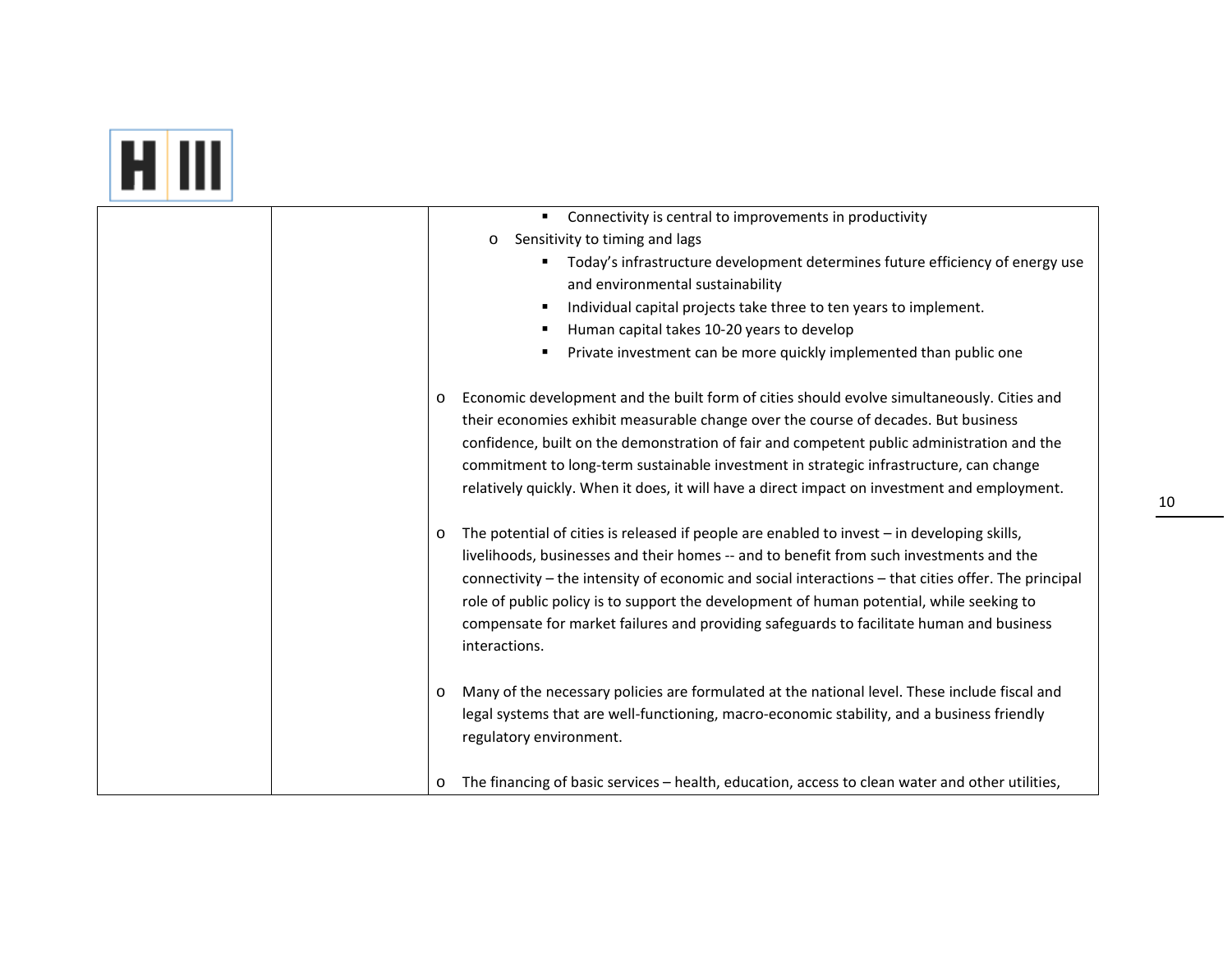| | | ▪ Connectivity is central to improvements in productivity<br>o Sensitivity to timing and lags<br>▪ Today's infrastructure development determines future efficiency of energy use and environmental sustainability<br>▪ Individual capital projects take three to ten years to implement.<br>▪ Human capital takes 10-20 years to develop<br>▪ Private investment can be more quickly implemented than public one<br><br>o Economic development and the built form of cities should evolve simultaneously. Cities and their economies exhibit measurable change over the course of decades. But business confidence, built on the demonstration of fair and competent public administration and the commitment to long-term sustainable investment in strategic infrastructure, can change relatively quickly. When it does, it will have a direct impact on investment and employment.<br><br>o The potential of cities is released if people are enabled to invest – in developing skills, livelihoods, businesses and their homes -- and to benefit from such investments and the connectivity – the intensity of economic and social interactions – that cities offer. The principal role of public policy is to support the development of human potential, while seeking to compensate for market failures and providing safeguards to facilitate human and business interactions.<br><br>o Many of the necessary policies are formulated at the national level. These include fiscal and legal systems that are well-functioning, macro-economic stability, and a business friendly regulatory environment.<br><br>o The financing of basic services – health, education, access to clean water and other utilities, |
|---|---|---|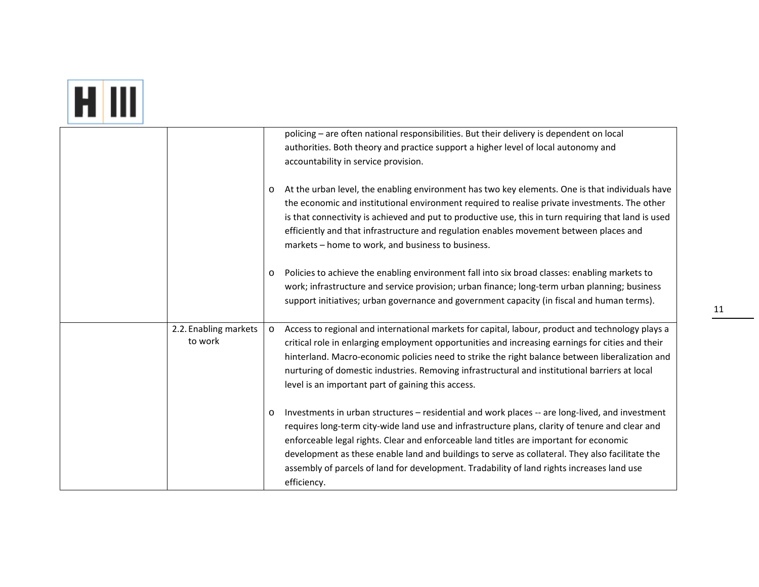| | | |
|---|---|---|
| | | policing – are often national responsibilities. But their delivery is dependent on local authorities. Both theory and practice support a higher level of local autonomy and accountability in service provision.<br><br>o At the urban level, the enabling environment has two key elements. One is that individuals have the economic and institutional environment required to realise private investments. The other is that connectivity is achieved and put to productive use, this in turn requiring that land is used efficiently and that infrastructure and regulation enables movement between places and markets – home to work, and business to business.<br><br>o Policies to achieve the enabling environment fall into six broad classes: enabling markets to work; infrastructure and service provision; urban finance; long-term urban planning; business support initiatives; urban governance and government capacity (in fiscal and human terms). |
| | 2.2. Enabling markets to work | o Access to regional and international markets for capital, labour, product and technology plays a critical role in enlarging employment opportunities and increasing earnings for cities and their hinterland. Macro-economic policies need to strike the right balance between liberalization and nurturing of domestic industries. Removing infrastructural and institutional barriers at local level is an important part of gaining this access.<br><br>o Investments in urban structures – residential and work places -- are long-lived, and investment requires long-term city-wide land use and infrastructure plans, clarity of tenure and clear and enforceable legal rights. Clear and enforceable land titles are important for economic development as these enable land and buildings to serve as collateral. They also facilitate the assembly of parcels of land for development. Tradability of land rights increases land use efficiency. |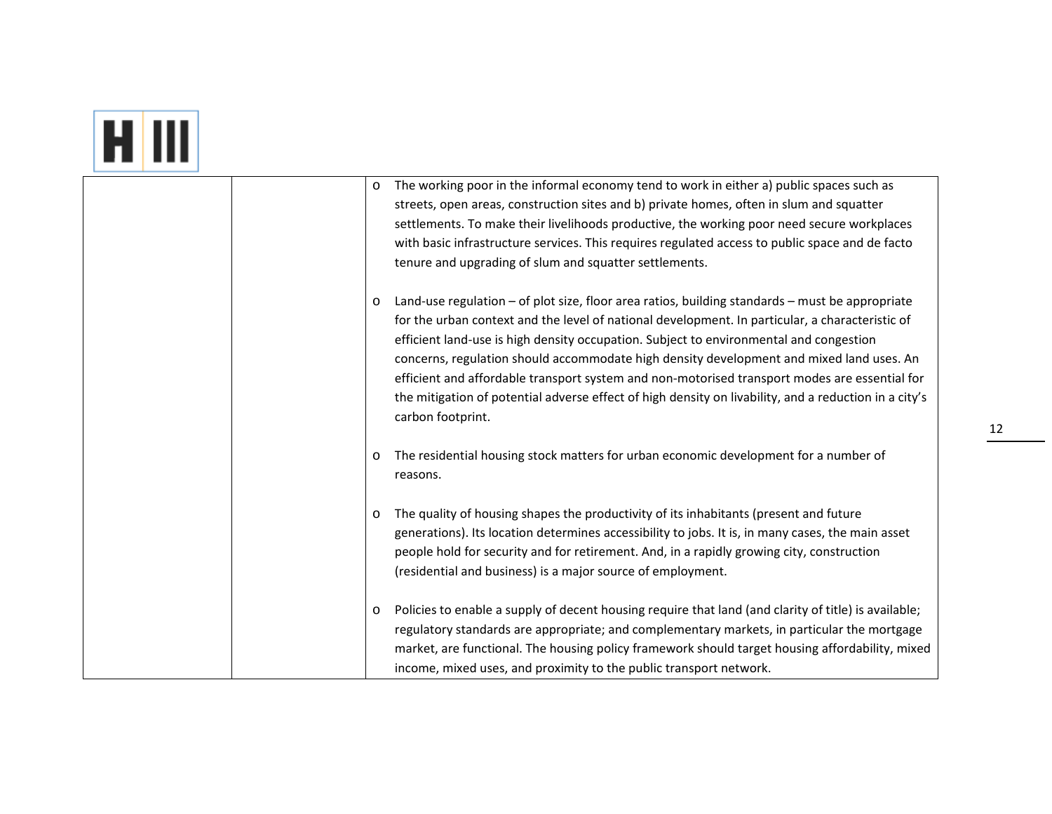| | | |
|---|---|---|
| | | <ul><li>The working poor in the informal economy tend to work in either a) public spaces such as streets, open areas, construction sites and b) private homes, often in slum and squatter settlements. To make their livelihoods productive, the working poor need secure workplaces with basic infrastructure services. This requires regulated access to public space and de facto tenure and upgrading of slum and squatter settlements.</li><li>Land-use regulation – of plot size, floor area ratios, building standards – must be appropriate for the urban context and the level of national development. In particular, a characteristic of efficient land-use is high density occupation. Subject to environmental and congestion concerns, regulation should accommodate high density development and mixed land uses. An efficient and affordable transport system and non-motorised transport modes are essential for the mitigation of potential adverse effect of high density on livability, and a reduction in a city's carbon footprint.</li><li>The residential housing stock matters for urban economic development for a number of reasons.</li><li>The quality of housing shapes the productivity of its inhabitants (present and future generations). Its location determines accessibility to jobs. It is, in many cases, the main asset people hold for security and for retirement. And, in a rapidly growing city, construction (residential and business) is a major source of employment.</li><li>Policies to enable a supply of decent housing require that land (and clarity of title) is available; regulatory standards are appropriate; and complementary markets, in particular the mortgage market, are functional. The housing policy framework should target housing affordability, mixed income, mixed uses, and proximity to the public transport network.</li></ul> |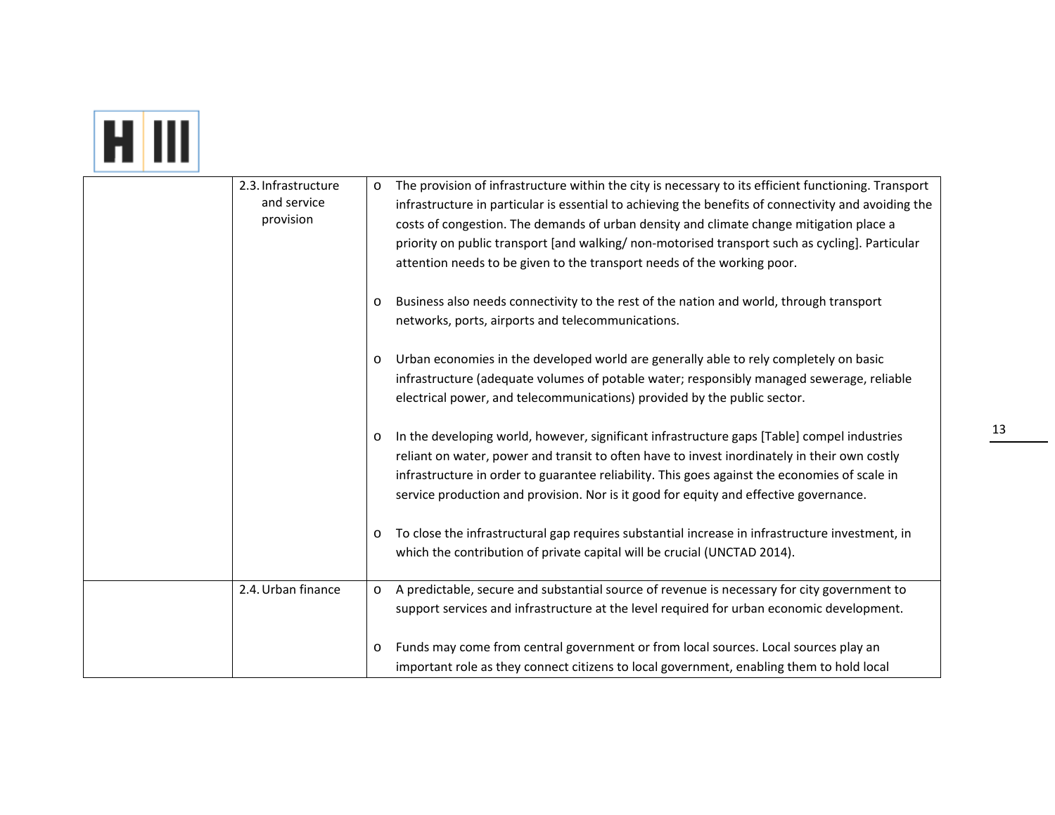|  |  |  |
|---|---|---|
|  | 2.3. Infrastructure and service provision | o The provision of infrastructure within the city is necessary to its efficient functioning. Transport infrastructure in particular is essential to achieving the benefits of connectivity and avoiding the costs of congestion. The demands of urban density and climate change mitigation place a priority on public transport [and walking/ non-motorised transport such as cycling]. Particular attention needs to be given to the transport needs of the working poor.<br><br>o Business also needs connectivity to the rest of the nation and world, through transport networks, ports, airports and telecommunications.<br><br>o Urban economies in the developed world are generally able to rely completely on basic infrastructure (adequate volumes of potable water; responsibly managed sewerage, reliable electrical power, and telecommunications) provided by the public sector.<br><br>o In the developing world, however, significant infrastructure gaps [Table] compel industries reliant on water, power and transit to often have to invest inordinately in their own costly infrastructure in order to guarantee reliability. This goes against the economies of scale in service production and provision. Nor is it good for equity and effective governance.<br><br>o To close the infrastructural gap requires substantial increase in infrastructure investment, in which the contribution of private capital will be crucial (UNCTAD 2014). |
|  | 2.4. Urban finance | o A predictable, secure and substantial source of revenue is necessary for city government to support services and infrastructure at the level required for urban economic development.<br><br>o Funds may come from central government or from local sources. Local sources play an important role as they connect citizens to local government, enabling them to hold local |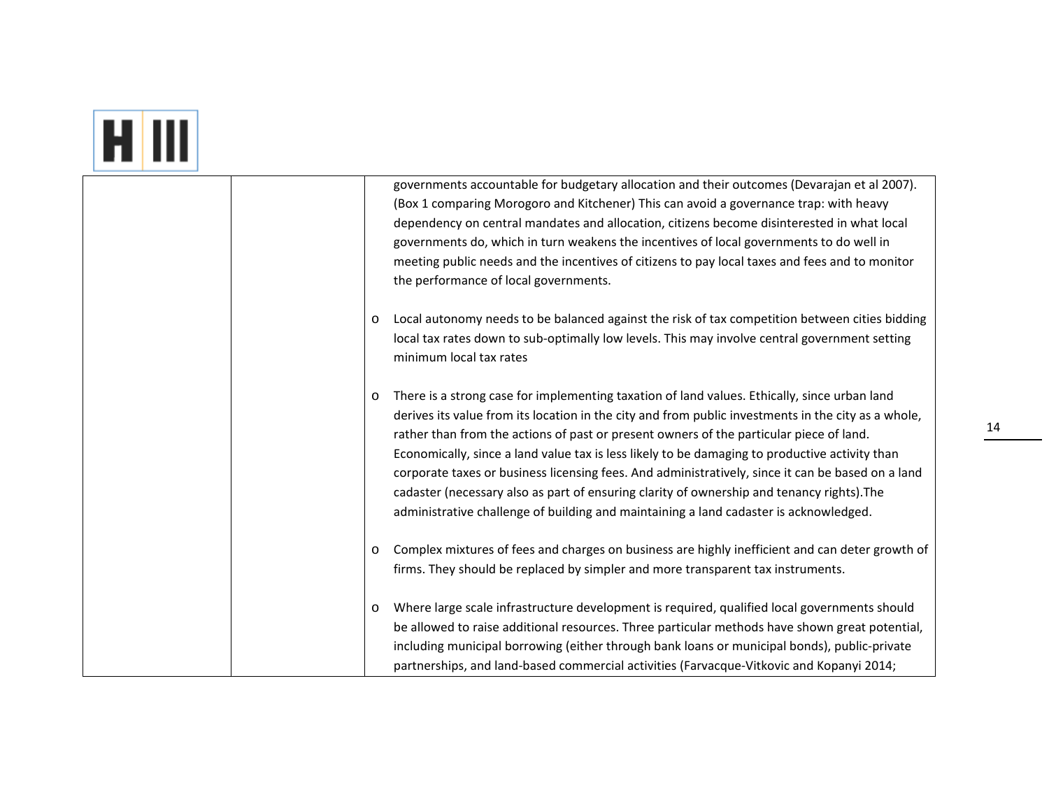| | | governments accountable for budgetary allocation and their outcomes (Devarajan et al 2007). (Box 1 comparing Morogoro and Kitchener) This can avoid a governance trap: with heavy dependency on central mandates and allocation, citizens become disinterested in what local governments do, which in turn weakens the incentives of local governments to do well in meeting public needs and the incentives of citizens to pay local taxes and fees and to monitor the performance of local governments.<br><br>o Local autonomy needs to be balanced against the risk of tax competition between cities bidding local tax rates down to sub-optimally low levels. This may involve central government setting minimum local tax rates<br><br>o There is a strong case for implementing taxation of land values. Ethically, since urban land derives its value from its location in the city and from public investments in the city as a whole, rather than from the actions of past or present owners of the particular piece of land. Economically, since a land value tax is less likely to be damaging to productive activity than corporate taxes or business licensing fees. And administratively, since it can be based on a land cadaster (necessary also as part of ensuring clarity of ownership and tenancy rights).The administrative challenge of building and maintaining a land cadaster is acknowledged.<br><br>o Complex mixtures of fees and charges on business are highly inefficient and can deter growth of firms. They should be replaced by simpler and more transparent tax instruments.<br><br>o Where large scale infrastructure development is required, qualified local governments should be allowed to raise additional resources. Three particular methods have shown great potential, including municipal borrowing (either through bank loans or municipal bonds), public-private partnerships, and land-based commercial activities (Farvacque-Vitkovic and Kopanyi 2014; |
|---|---|---|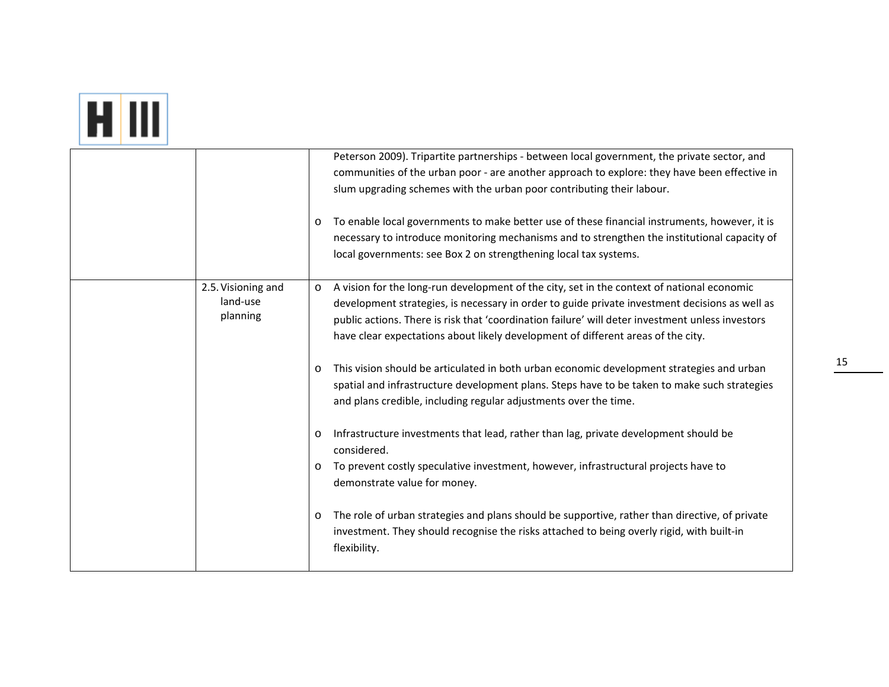| | | |
|---|---|---|
| | | Peterson 2009). Tripartite partnerships - between local government, the private sector, and communities of the urban poor - are another approach to explore: they have been effective in slum upgrading schemes with the urban poor contributing their labour.<br><br>o To enable local governments to make better use of these financial instruments, however, it is necessary to introduce monitoring mechanisms and to strengthen the institutional capacity of local governments: see Box 2 on strengthening local tax systems. |
| | 2.5. Visioning and land-use planning | o A vision for the long-run development of the city, set in the context of national economic development strategies, is necessary in order to guide private investment decisions as well as public actions. There is risk that 'coordination failure' will deter investment unless investors have clear expectations about likely development of different areas of the city.<br><br>o This vision should be articulated in both urban economic development strategies and urban spatial and infrastructure development plans. Steps have to be taken to make such strategies and plans credible, including regular adjustments over the time.<br><br>o Infrastructure investments that lead, rather than lag, private development should be considered.<br>o To prevent costly speculative investment, however, infrastructural projects have to demonstrate value for money.<br><br>o The role of urban strategies and plans should be supportive, rather than directive, of private investment. They should recognise the risks attached to being overly rigid, with built-in flexibility. |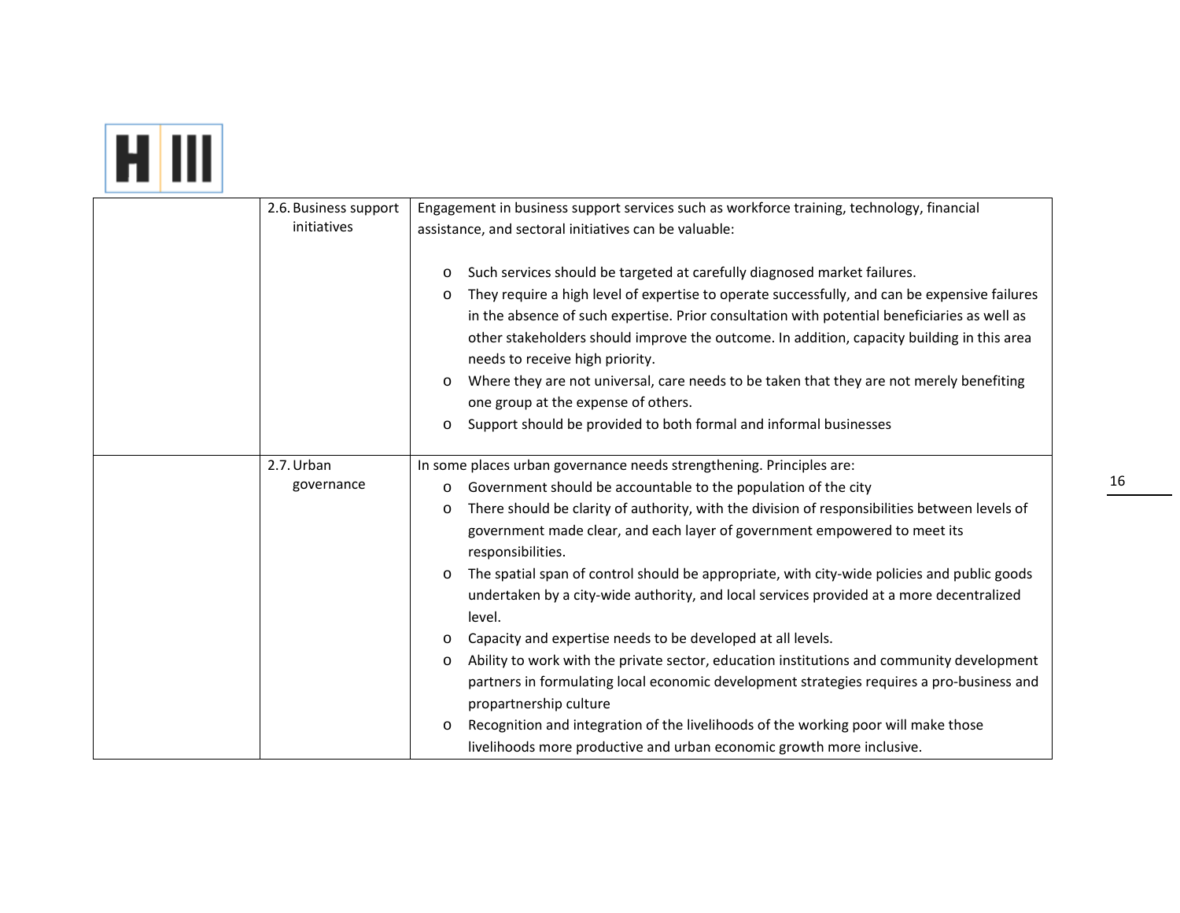| | | |
|---|---|---|
| | 2.6. Business support initiatives | Engagement in business support services such as workforce training, technology, financial assistance, and sectoral initiatives can be valuable:<br><br>o Such services should be targeted at carefully diagnosed market failures.<br>o They require a high level of expertise to operate successfully, and can be expensive failures in the absence of such expertise. Prior consultation with potential beneficiaries as well as other stakeholders should improve the outcome. In addition, capacity building in this area needs to receive high priority.<br>o Where they are not universal, care needs to be taken that they are not merely benefiting one group at the expense of others.<br>o Support should be provided to both formal and informal businesses |
| | 2.7. Urban governance | In some places urban governance needs strengthening. Principles are:<br>o Government should be accountable to the population of the city<br>o There should be clarity of authority, with the division of responsibilities between levels of government made clear, and each layer of government empowered to meet its responsibilities.<br>o The spatial span of control should be appropriate, with city-wide policies and public goods undertaken by a city-wide authority, and local services provided at a more decentralized level.<br>o Capacity and expertise needs to be developed at all levels.<br>o Ability to work with the private sector, education institutions and community development partners in formulating local economic development strategies requires a pro-business and propartnership culture<br>o Recognition and integration of the livelihoods of the working poor will make those livelihoods more productive and urban economic growth more inclusive. |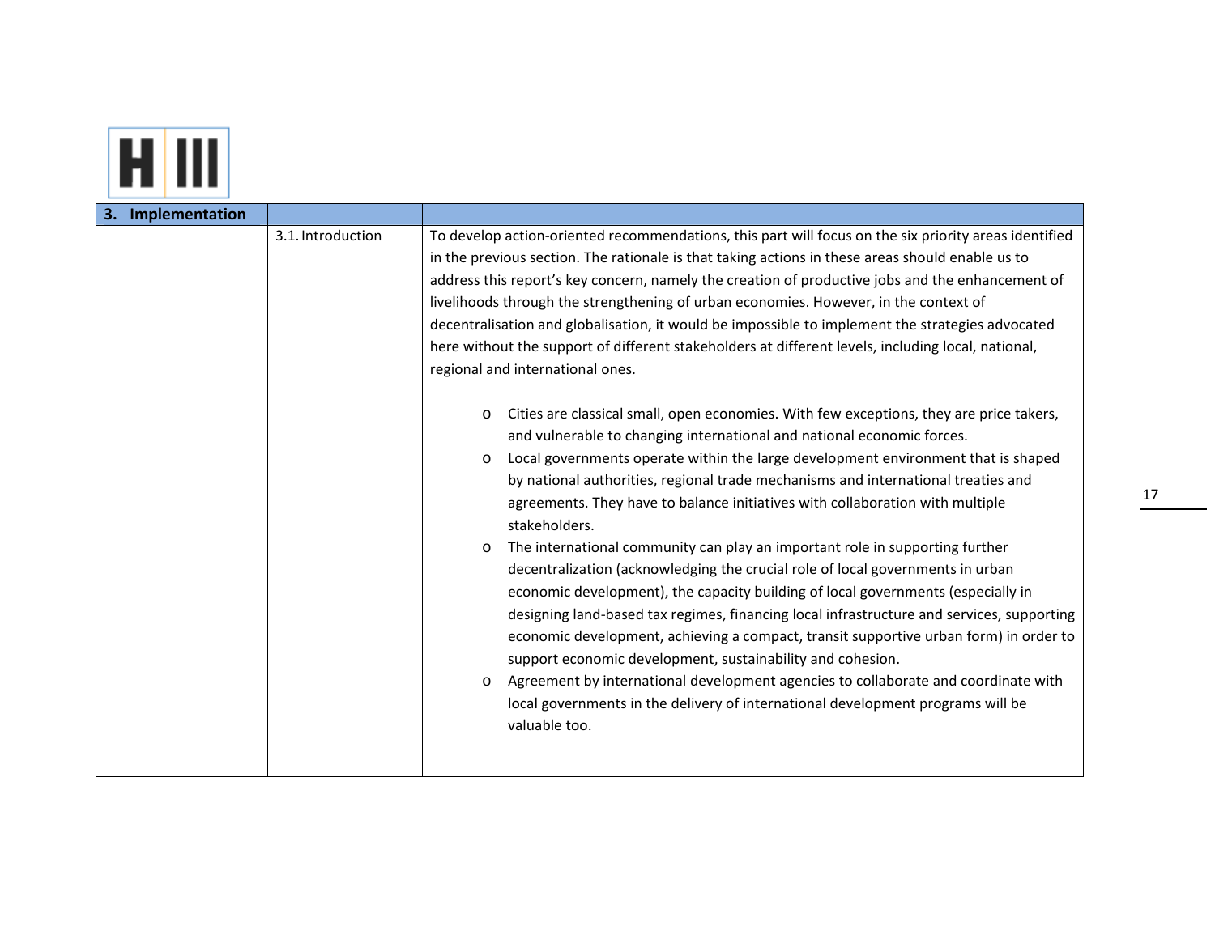| 3. Implementation | | |
|---|---|---|
| | 3.1. Introduction | To develop action-oriented recommendations, this part will focus on the six priority areas identified in the previous section. The rationale is that taking actions in these areas should enable us to address this report's key concern, namely the creation of productive jobs and the enhancement of livelihoods through the strengthening of urban economies. However, in the context of decentralisation and globalisation, it would be impossible to implement the strategies advocated here without the support of different stakeholders at different levels, including local, national, regional and international ones.<br><br>o Cities are classical small, open economies. With few exceptions, they are price takers, and vulnerable to changing international and national economic forces.<br>o Local governments operate within the large development environment that is shaped by national authorities, regional trade mechanisms and international treaties and agreements. They have to balance initiatives with collaboration with multiple stakeholders.<br>o The international community can play an important role in supporting further decentralization (acknowledging the crucial role of local governments in urban economic development), the capacity building of local governments (especially in designing land-based tax regimes, financing local infrastructure and services, supporting economic development, achieving a compact, transit supportive urban form) in order to support economic development, sustainability and cohesion.<br>o Agreement by international development agencies to collaborate and coordinate with local governments in the delivery of international development programs will be valuable too. |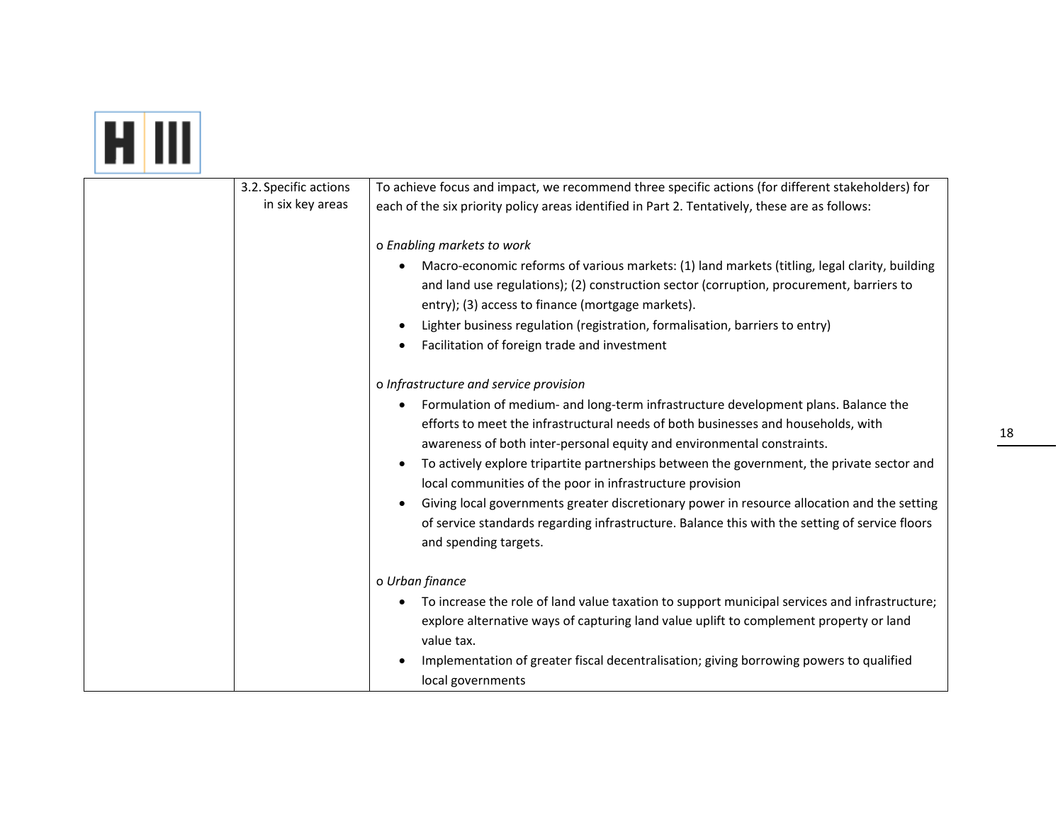| | | |
|---|---|---|
| | 3.2. Specific actions in six key areas | To achieve focus and impact, we recommend three specific actions (for different stakeholders) for each of the six priority policy areas identified in Part 2. Tentatively, these are as follows:<br><br>o *Enabling markets to work*<br>• Macro-economic reforms of various markets: (1) land markets (titling, legal clarity, building and land use regulations); (2) construction sector (corruption, procurement, barriers to entry); (3) access to finance (mortgage markets).<br>• Lighter business regulation (registration, formalisation, barriers to entry)<br>• Facilitation of foreign trade and investment<br><br>o *Infrastructure and service provision*<br>• Formulation of medium- and long-term infrastructure development plans. Balance the efforts to meet the infrastructural needs of both businesses and households, with awareness of both inter-personal equity and environmental constraints.<br>• To actively explore tripartite partnerships between the government, the private sector and local communities of the poor in infrastructure provision<br>• Giving local governments greater discretionary power in resource allocation and the setting of service standards regarding infrastructure. Balance this with the setting of service floors and spending targets.<br><br>o *Urban finance*<br>• To increase the role of land value taxation to support municipal services and infrastructure; explore alternative ways of capturing land value uplift to complement property or land value tax.<br>• Implementation of greater fiscal decentralisation; giving borrowing powers to qualified local governments |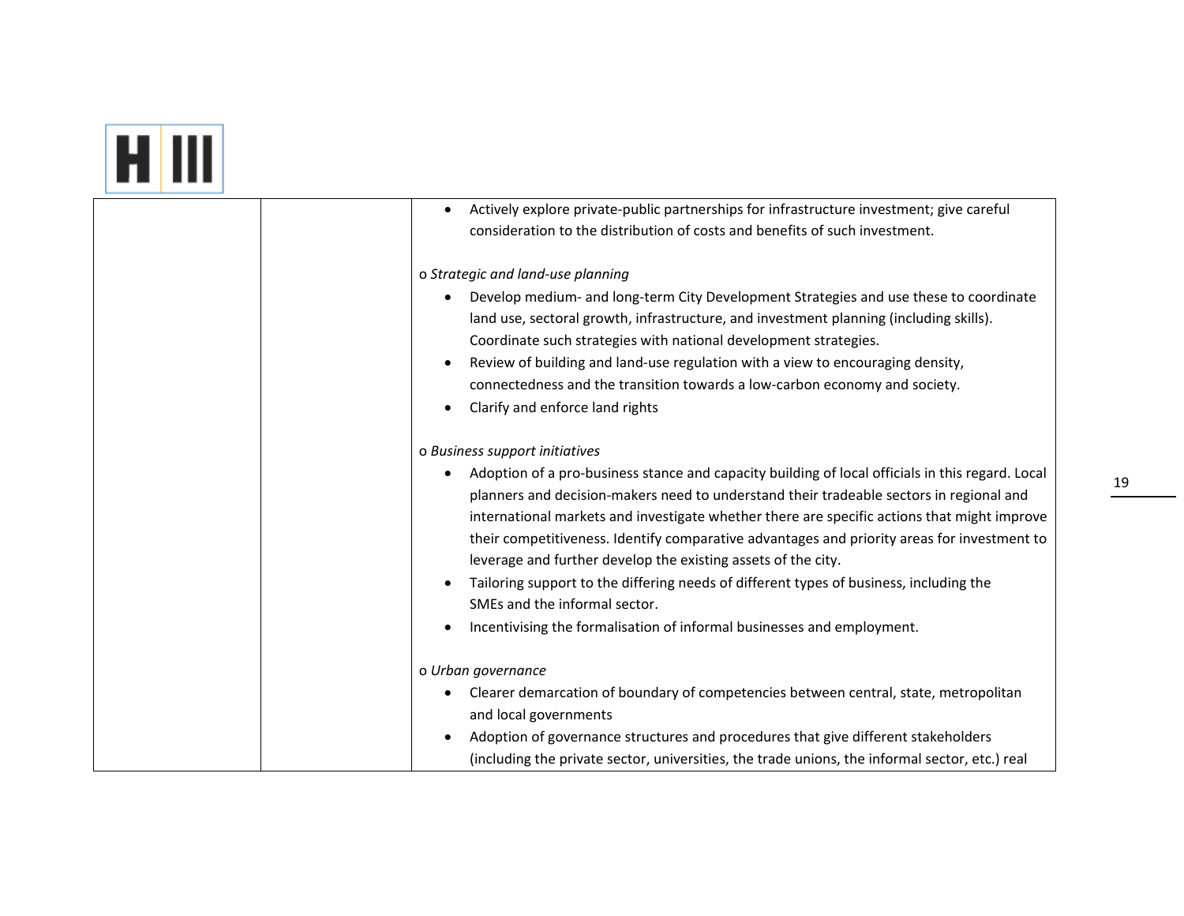| | | • Actively explore private-public partnerships for infrastructure investment; give careful consideration to the distribution of costs and benefits of such investment.<br><br>o *Strategic and land-use planning*<br>• Develop medium- and long-term City Development Strategies and use these to coordinate land use, sectoral growth, infrastructure, and investment planning (including skills). Coordinate such strategies with national development strategies.<br>• Review of building and land-use regulation with a view to encouraging density, connectedness and the transition towards a low-carbon economy and society.<br>• Clarify and enforce land rights<br><br>o *Business support initiatives*<br>• Adoption of a pro-business stance and capacity building of local officials in this regard. Local planners and decision-makers need to understand their tradeable sectors in regional and international markets and investigate whether there are specific actions that might improve their competitiveness. Identify comparative advantages and priority areas for investment to leverage and further develop the existing assets of the city.<br>• Tailoring support to the differing needs of different types of business, including the SMEs and the informal sector.<br>• Incentivising the formalisation of informal businesses and employment.<br><br>o *Urban governance*<br>• Clearer demarcation of boundary of competencies between central, state, metropolitan and local governments<br>• Adoption of governance structures and procedures that give different stakeholders (including the private sector, universities, the trade unions, the informal sector, etc.) real |
|---|---|---|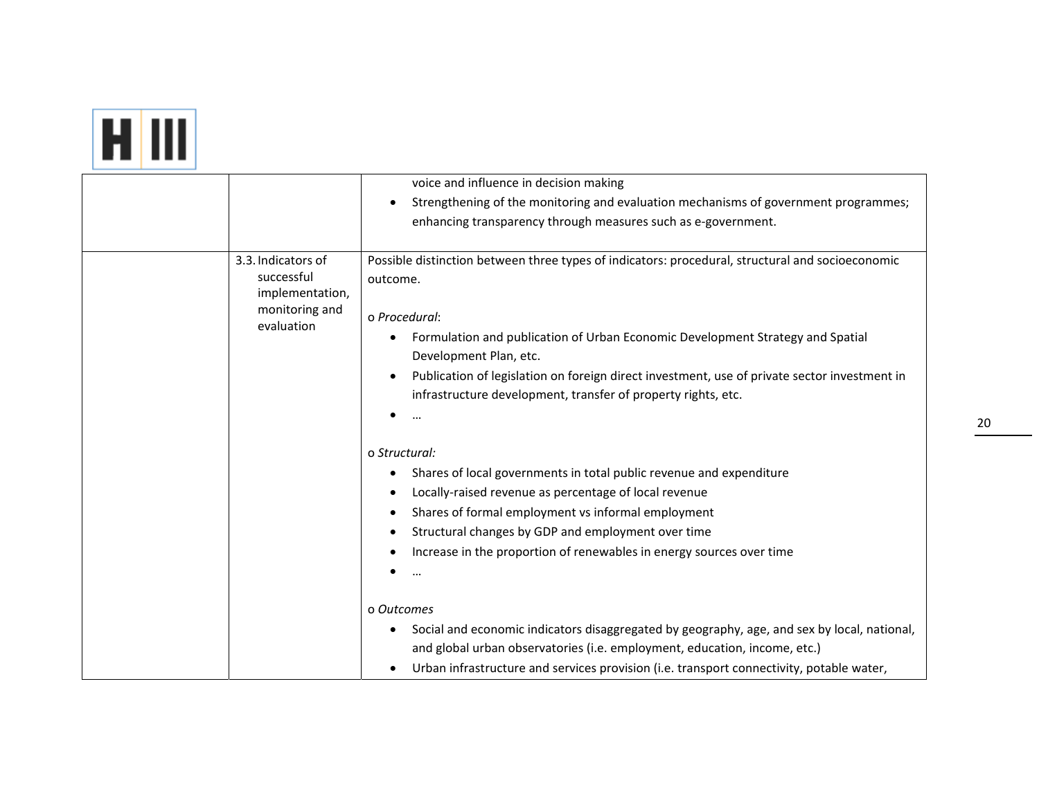| | | |
|---|---|---|
| | | voice and influence in decision making<br>• Strengthening of the monitoring and evaluation mechanisms of government programmes; enhancing transparency through measures such as e-government. |
| | 3.3. Indicators of successful implementation, monitoring and evaluation | Possible distinction between three types of indicators: procedural, structural and socioeconomic outcome.<br><br>o *Procedural*:<br>• Formulation and publication of Urban Economic Development Strategy and Spatial Development Plan, etc.<br>• Publication of legislation on foreign direct investment, use of private sector investment in infrastructure development, transfer of property rights, etc.<br>• …<br><br>o *Structural:*<br>• Shares of local governments in total public revenue and expenditure<br>• Locally-raised revenue as percentage of local revenue<br>• Shares of formal employment vs informal employment<br>• Structural changes by GDP and employment over time<br>• Increase in the proportion of renewables in energy sources over time<br>• …<br><br>o *Outcomes*<br>• Social and economic indicators disaggregated by geography, age, and sex by local, national, and global urban observatories (i.e. employment, education, income, etc.)<br>• Urban infrastructure and services provision (i.e. transport connectivity, potable water, |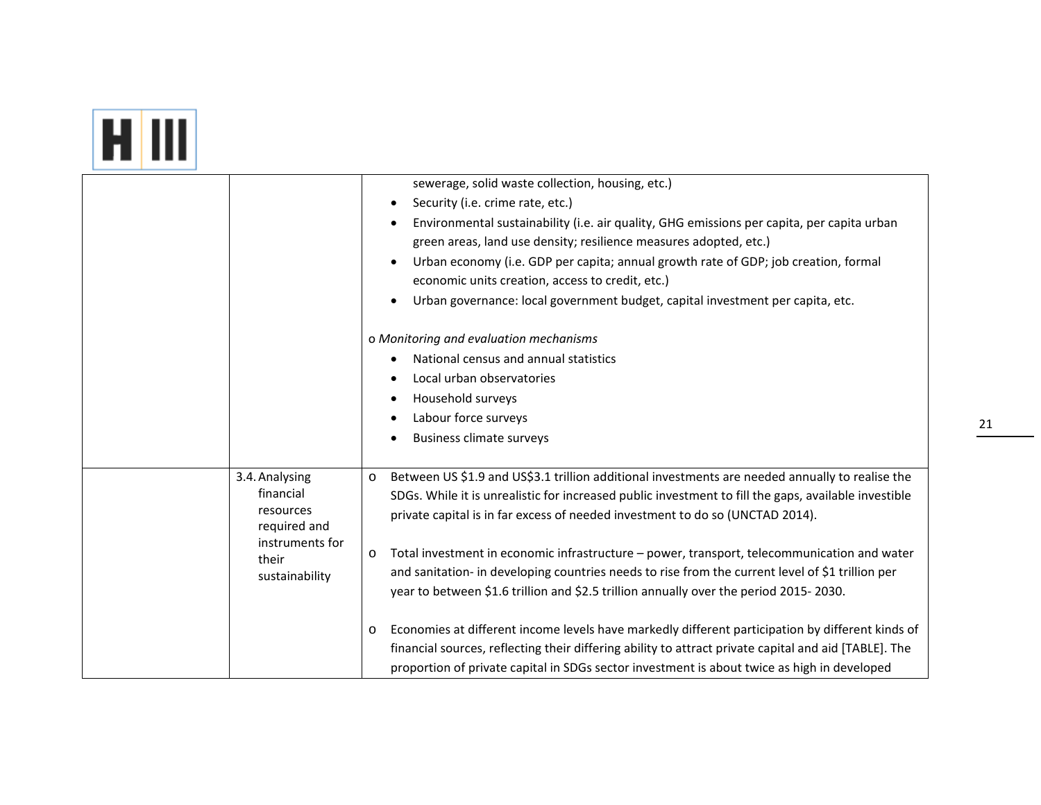| | | |
|---|---|---|
| | | sewerage, solid waste collection, housing, etc.)<br>• Security (i.e. crime rate, etc.)<br>• Environmental sustainability (i.e. air quality, GHG emissions per capita, per capita urban green areas, land use density; resilience measures adopted, etc.)<br>• Urban economy (i.e. GDP per capita; annual growth rate of GDP; job creation, formal economic units creation, access to credit, etc.)<br>• Urban governance: local government budget, capital investment per capita, etc.<br><br>o *Monitoring and evaluation mechanisms*<br>• National census and annual statistics<br>• Local urban observatories<br>• Household surveys<br>• Labour force surveys<br>• Business climate surveys |
| | 3.4. Analysing financial resources required and instruments for their sustainability | o Between US $1.9 and US$3.1 trillion additional investments are needed annually to realise the SDGs. While it is unrealistic for increased public investment to fill the gaps, available investible private capital is in far excess of needed investment to do so (UNCTAD 2014).<br><br>o Total investment in economic infrastructure – power, transport, telecommunication and water and sanitation- in developing countries needs to rise from the current level of $1 trillion per year to between $1.6 trillion and $2.5 trillion annually over the period 2015- 2030.<br><br>o Economies at different income levels have markedly different participation by different kinds of financial sources, reflecting their differing ability to attract private capital and aid [TABLE]. The proportion of private capital in SDGs sector investment is about twice as high in developed |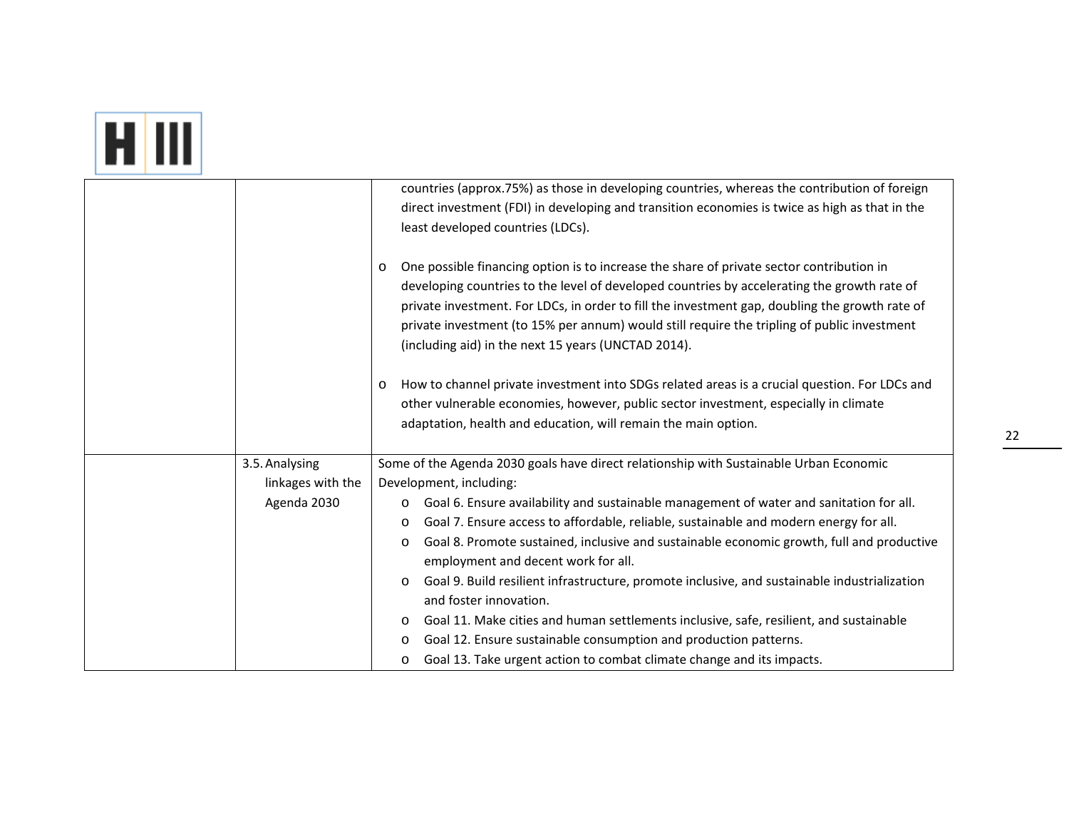| | | |
|---|---|---|
| | | countries (approx.75%) as those in developing countries, whereas the contribution of foreign direct investment (FDI) in developing and transition economies is twice as high as that in the least developed countries (LDCs).<br><br>o One possible financing option is to increase the share of private sector contribution in developing countries to the level of developed countries by accelerating the growth rate of private investment. For LDCs, in order to fill the investment gap, doubling the growth rate of private investment (to 15% per annum) would still require the tripling of public investment (including aid) in the next 15 years (UNCTAD 2014).<br><br>o How to channel private investment into SDGs related areas is a crucial question. For LDCs and other vulnerable economies, however, public sector investment, especially in climate adaptation, health and education, will remain the main option. |
| | 3.5. Analysing linkages with the Agenda 2030 | Some of the Agenda 2030 goals have direct relationship with Sustainable Urban Economic Development, including:<br>o Goal 6. Ensure availability and sustainable management of water and sanitation for all.<br>o Goal 7. Ensure access to affordable, reliable, sustainable and modern energy for all.<br>o Goal 8. Promote sustained, inclusive and sustainable economic growth, full and productive employment and decent work for all.<br>o Goal 9. Build resilient infrastructure, promote inclusive, and sustainable industrialization and foster innovation.<br>o Goal 11. Make cities and human settlements inclusive, safe, resilient, and sustainable<br>o Goal 12. Ensure sustainable consumption and production patterns.<br>o Goal 13. Take urgent action to combat climate change and its impacts. |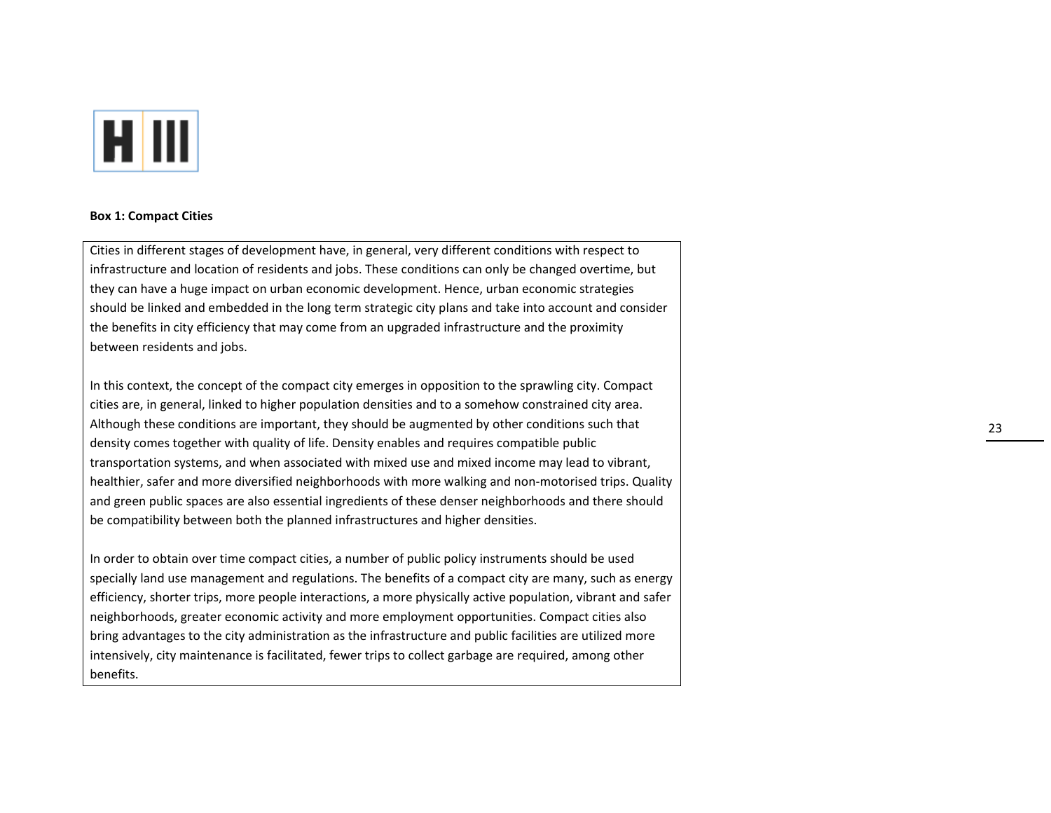**Box 1: Compact Cities**

Cities in different stages of development have, in general, very different conditions with respect to infrastructure and location of residents and jobs. These conditions can only be changed overtime, but they can have a huge impact on urban economic development. Hence, urban economic strategies should be linked and embedded in the long term strategic city plans and take into account and consider the benefits in city efficiency that may come from an upgraded infrastructure and the proximity between residents and jobs.

In this context, the concept of the compact city emerges in opposition to the sprawling city. Compact cities are, in general, linked to higher population densities and to a somehow constrained city area. Although these conditions are important, they should be augmented by other conditions such that density comes together with quality of life. Density enables and requires compatible public transportation systems, and when associated with mixed use and mixed income may lead to vibrant, healthier, safer and more diversified neighborhoods with more walking and non-motorised trips. Quality and green public spaces are also essential ingredients of these denser neighborhoods and there should be compatibility between both the planned infrastructures and higher densities.

In order to obtain over time compact cities, a number of public policy instruments should be used specially land use management and regulations. The benefits of a compact city are many, such as energy efficiency, shorter trips, more people interactions, a more physically active population, vibrant and safer neighborhoods, greater economic activity and more employment opportunities. Compact cities also bring advantages to the city administration as the infrastructure and public facilities are utilized more intensively, city maintenance is facilitated, fewer trips to collect garbage are required, among other benefits.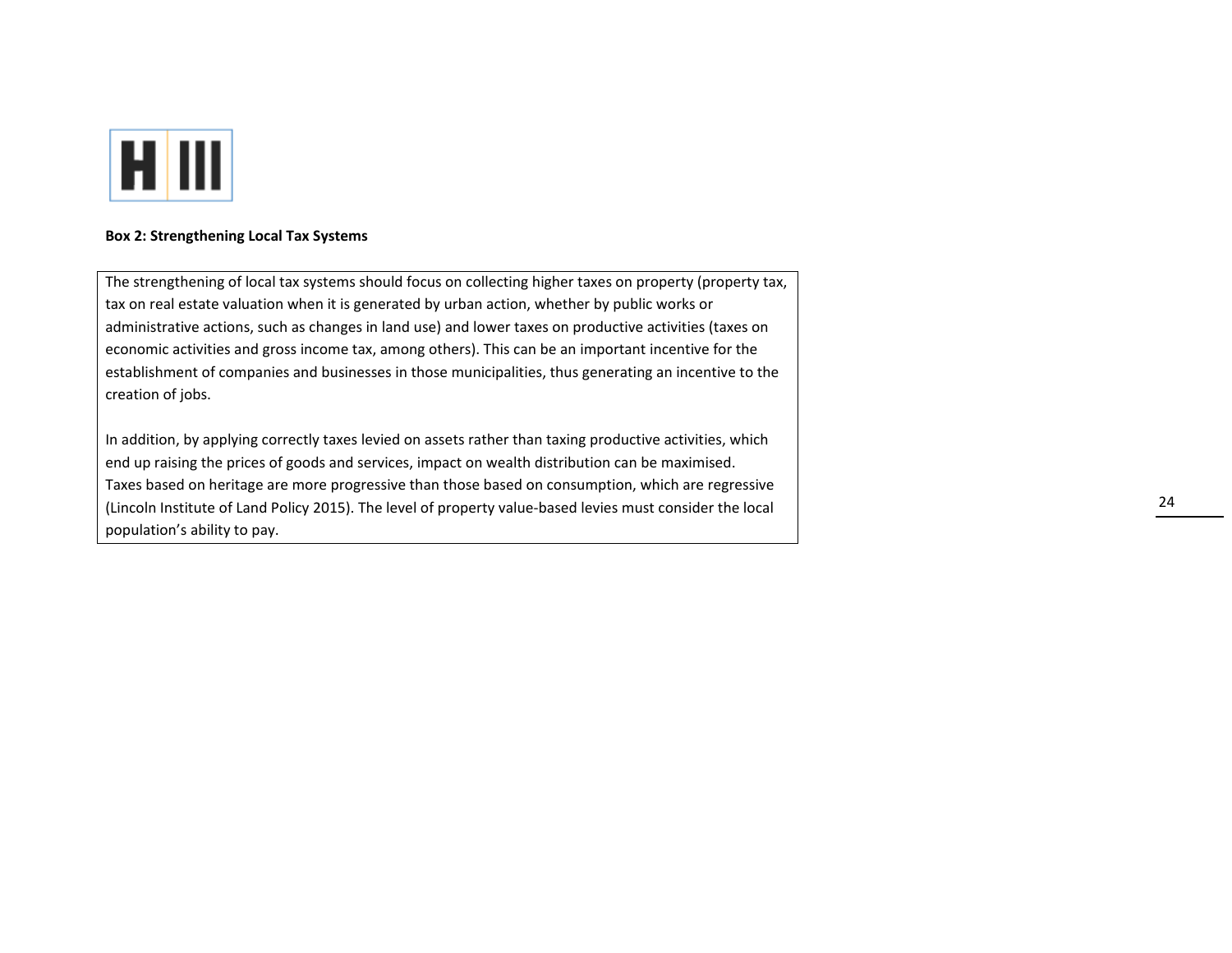**Box 2: Strengthening Local Tax Systems**

The strengthening of local tax systems should focus on collecting higher taxes on property (property tax, tax on real estate valuation when it is generated by urban action, whether by public works or administrative actions, such as changes in land use) and lower taxes on productive activities (taxes on economic activities and gross income tax, among others). This can be an important incentive for the establishment of companies and businesses in those municipalities, thus generating an incentive to the creation of jobs.

In addition, by applying correctly taxes levied on assets rather than taxing productive activities, which end up raising the prices of goods and services, impact on wealth distribution can be maximised. Taxes based on heritage are more progressive than those based on consumption, which are regressive (Lincoln Institute of Land Policy 2015). The level of property value-based levies must consider the local population's ability to pay.